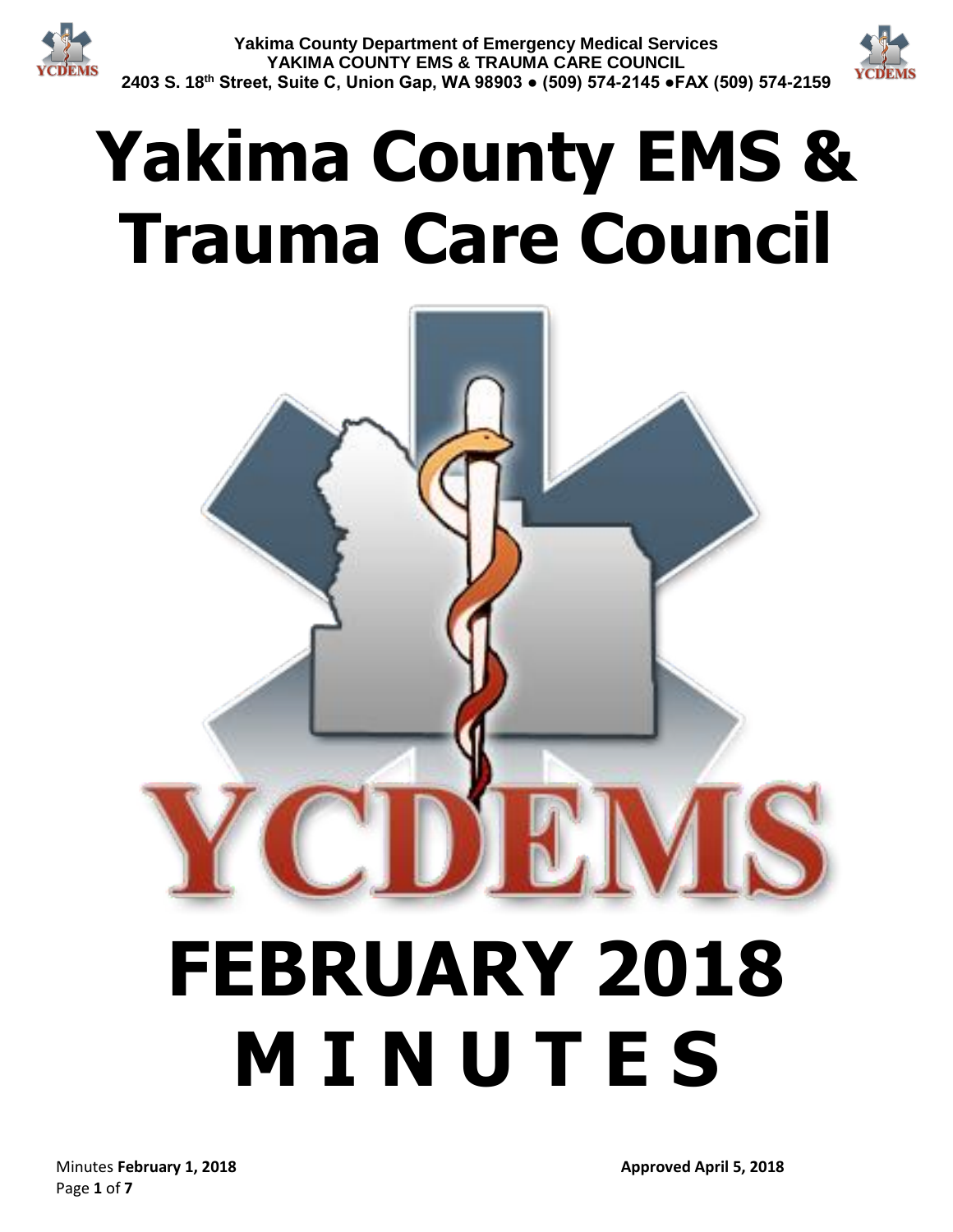Yakima County Department of Emergency Medical Services
YAKIMA COUNTY EMS & TRAUMA CARE COUNCIL
2403 S. 18th Street, Suite C, Union Gap, WA 98903 ● (509) 574-2145 ●FAX (509) 574-2159

# Yakima County EMS & Trauma Care Council

YCDEMS

# FEBRUARY 2018 M I N U T E S

Minutes **February 1, 2018** **Approved April 5, 2018**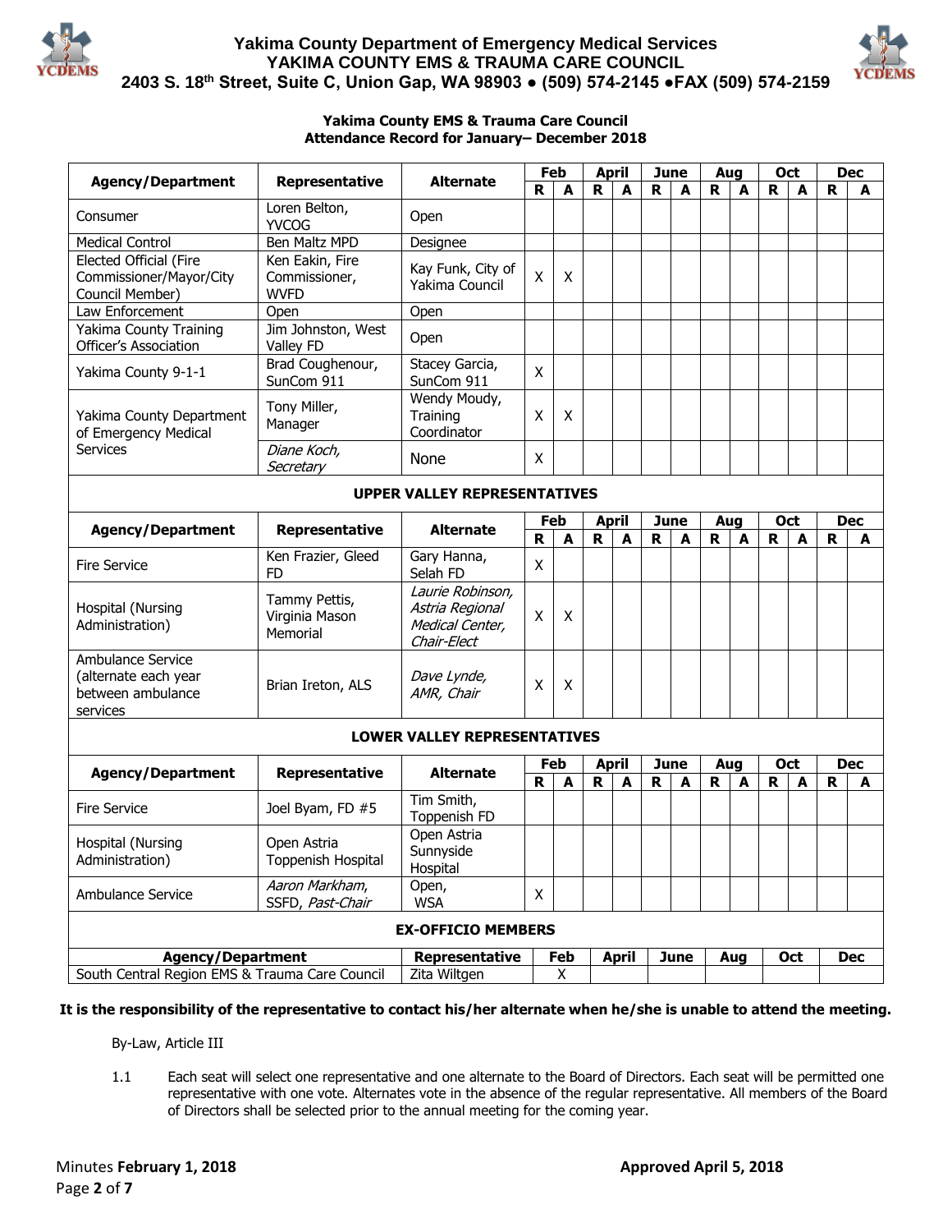# Yakima County Department of Emergency Medical Services
## YAKIMA COUNTY EMS & TRAUMA CARE COUNCIL
### 2403 S. 18th Street, Suite C, Union Gap, WA 98903 ● (509) 574-2145 ●FAX (509) 574-2159

**Yakima County EMS & Trauma Care Council**
**Attendance Record for January– December 2018**

| Agency/Department | Representative | Alternate | Feb | | April | | June | | Aug | | Oct | | Dec | |
|---|---|---|---|---|---|---|---|---|---|---|---|---|---|---|
| | | | R | A | R | A | R | A | R | A | R | A | R | A |
| Consumer | Loren Belton, YVCOG | Open | | | | | | | | | | | | |
| Medical Control | Ben Maltz MPD | Designee | | | | | | | | | | | | |
| Elected Official (Fire Commissioner/Mayor/City Council Member) | Ken Eakin, Fire Commissioner, WVFD | Kay Funk, City of Yakima Council | X | X | | | | | | | | | | |
| Law Enforcement | Open | Open | | | | | | | | | | | | |
| Yakima County Training Officer's Association | Jim Johnston, West Valley FD | Open | | | | | | | | | | | | |
| Yakima County 9-1-1 | Brad Coughenour, SunCom 911 | Stacey Garcia, SunCom 911 | X | | | | | | | | | | | |
| Yakima County Department of Emergency Medical Services | Tony Miller, Manager | Wendy Moudy, Training Coordinator | X | X | | | | | | | | | | |
| | *Diane Koch, Secretary* | None | X | | | | | | | | | | | |
| **UPPER VALLEY REPRESENTATIVES** | | | | | | | | | | | | | | |
| **Agency/Department** | **Representative** | **Alternate** | **Feb R** | **Feb A** | **April R** | **April A** | **June R** | **June A** | **Aug R** | **Aug A** | **Oct R** | **Oct A** | **Dec R** | **Dec A** |
| Fire Service | Ken Frazier, Gleed FD | Gary Hanna, Selah FD | X | | | | | | | | | | | |
| Hospital (Nursing Administration) | Tammy Pettis, Virginia Mason Memorial | *Laurie Robinson, Astria Regional Medical Center, Chair-Elect* | X | X | | | | | | | | | | |
| Ambulance Service (alternate each year between ambulance services | Brian Ireton, ALS | *Dave Lynde, AMR, Chair* | X | X | | | | | | | | | | |
| **LOWER VALLEY REPRESENTATIVES** | | | | | | | | | | | | | | |
| **Agency/Department** | **Representative** | **Alternate** | **Feb R** | **Feb A** | **April R** | **April A** | **June R** | **June A** | **Aug R** | **Aug A** | **Oct R** | **Oct A** | **Dec R** | **Dec A** |
| Fire Service | Joel Byam, FD #5 | Tim Smith, Toppenish FD | | | | | | | | | | | | |
| Hospital (Nursing Administration) | Open Astria Toppenish Hospital | Open Astria Sunnyside Hospital | | | | | | | | | | | | |
| Ambulance Service | *Aaron Markham,* SSFD, *Past-Chair* | Open, WSA | X | | | | | | | | | | | |

**EX-OFFICIO MEMBERS**

| Agency/Department | Representative | Feb | April | June | Aug | Oct | Dec |
|---|---|---|---|---|---|---|---|
| South Central Region EMS & Trauma Care Council | Zita Wiltgen | X | | | | | |

**It is the responsibility of the representative to contact his/her alternate when he/she is unable to attend the meeting.**

By-Law, Article III

1.1 Each seat will select one representative and one alternate to the Board of Directors. Each seat will be permitted one representative with one vote. Alternates vote in the absence of the regular representative. All members of the Board of Directors shall be selected prior to the annual meeting for the coming year.

Minutes **February 1, 2018** **Approved April 5, 2018**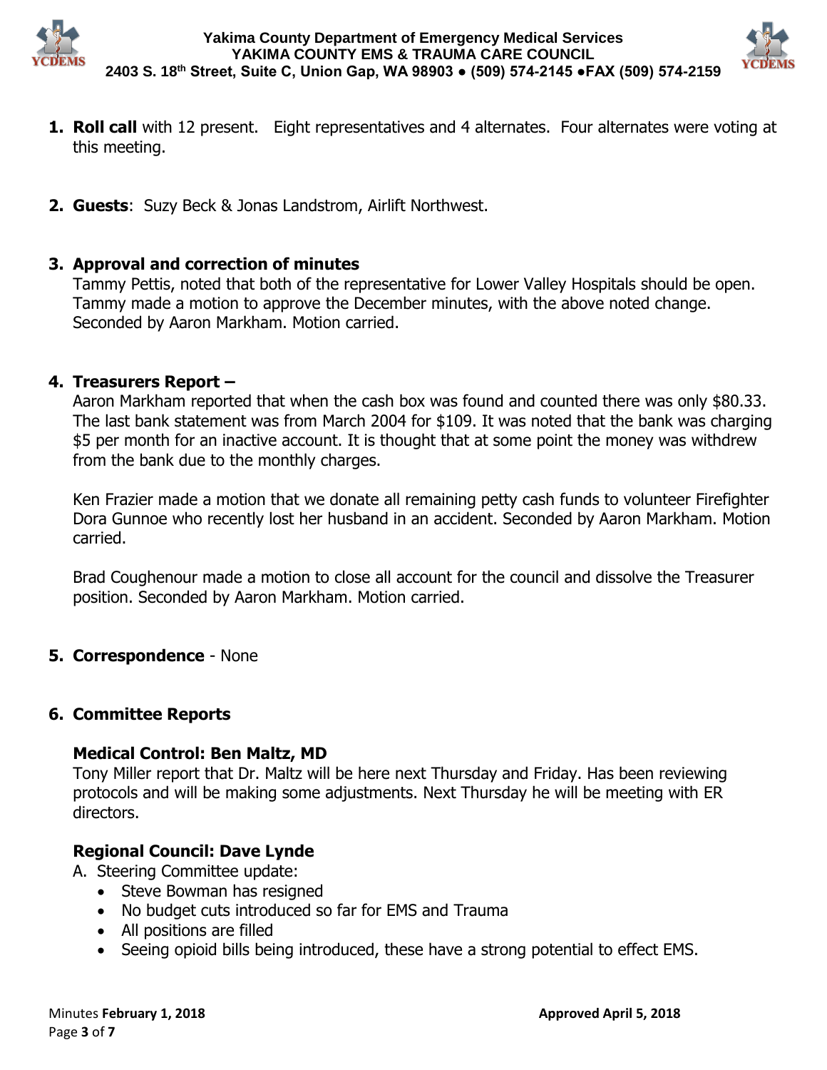1. **Roll call** with 12 present. Eight representatives and 4 alternates. Four alternates were voting at this meeting.

2. **Guests**: Suzy Beck & Jonas Landstrom, Airlift Northwest.

3. **Approval and correction of minutes**
   Tammy Pettis, noted that both of the representative for Lower Valley Hospitals should be open. Tammy made a motion to approve the December minutes, with the above noted change. Seconded by Aaron Markham. Motion carried.

4. **Treasurers Report –**
   Aaron Markham reported that when the cash box was found and counted there was only $80.33. The last bank statement was from March 2004 for $109. It was noted that the bank was charging $5 per month for an inactive account. It is thought that at some point the money was withdrew from the bank due to the monthly charges.

   Ken Frazier made a motion that we donate all remaining petty cash funds to volunteer Firefighter Dora Gunnoe who recently lost her husband in an accident. Seconded by Aaron Markham. Motion carried.

   Brad Coughenour made a motion to close all account for the council and dissolve the Treasurer position. Seconded by Aaron Markham. Motion carried.

5. **Correspondence** - None

6. **Committee Reports**

### Medical Control: Ben Maltz, MD

Tony Miller report that Dr. Maltz will be here next Thursday and Friday. Has been reviewing protocols and will be making some adjustments. Next Thursday he will be meeting with ER directors.

### Regional Council: Dave Lynde

A. Steering Committee update:
   - Steve Bowman has resigned
   - No budget cuts introduced so far for EMS and Trauma
   - All positions are filled
   - Seeing opioid bills being introduced, these have a strong potential to effect EMS.

Minutes **February 1, 2018** **Approved April 5, 2018**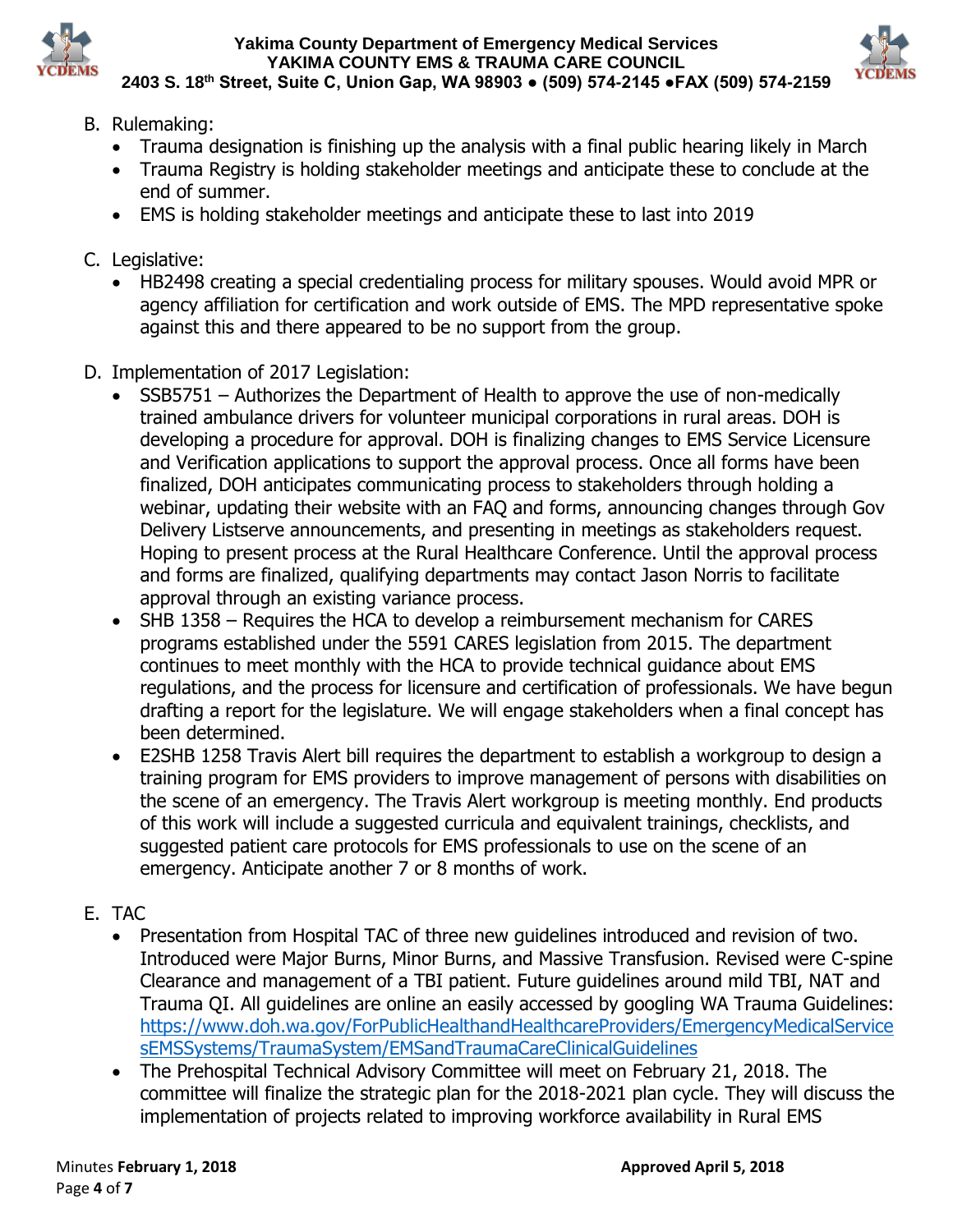B. Rulemaking:
   - Trauma designation is finishing up the analysis with a final public hearing likely in March
   - Trauma Registry is holding stakeholder meetings and anticipate these to conclude at the end of summer.
   - EMS is holding stakeholder meetings and anticipate these to last into 2019

C. Legislative:
   - HB2498 creating a special credentialing process for military spouses. Would avoid MPR or agency affiliation for certification and work outside of EMS. The MPD representative spoke against this and there appeared to be no support from the group.

D. Implementation of 2017 Legislation:
   - SSB5751 – Authorizes the Department of Health to approve the use of non-medically trained ambulance drivers for volunteer municipal corporations in rural areas. DOH is developing a procedure for approval. DOH is finalizing changes to EMS Service Licensure and Verification applications to support the approval process. Once all forms have been finalized, DOH anticipates communicating process to stakeholders through holding a webinar, updating their website with an FAQ and forms, announcing changes through Gov Delivery Listserve announcements, and presenting in meetings as stakeholders request. Hoping to present process at the Rural Healthcare Conference. Until the approval process and forms are finalized, qualifying departments may contact Jason Norris to facilitate approval through an existing variance process.
   - SHB 1358 – Requires the HCA to develop a reimbursement mechanism for CARES programs established under the 5591 CARES legislation from 2015. The department continues to meet monthly with the HCA to provide technical guidance about EMS regulations, and the process for licensure and certification of professionals. We have begun drafting a report for the legislature. We will engage stakeholders when a final concept has been determined.
   - E2SHB 1258 Travis Alert bill requires the department to establish a workgroup to design a training program for EMS providers to improve management of persons with disabilities on the scene of an emergency. The Travis Alert workgroup is meeting monthly. End products of this work will include a suggested curricula and equivalent trainings, checklists, and suggested patient care protocols for EMS professionals to use on the scene of an emergency. Anticipate another 7 or 8 months of work.

E. TAC
   - Presentation from Hospital TAC of three new guidelines introduced and revision of two. Introduced were Major Burns, Minor Burns, and Massive Transfusion. Revised were C-spine Clearance and management of a TBI patient. Future guidelines around mild TBI, NAT and Trauma QI. All guidelines are online an easily accessed by googling WA Trauma Guidelines: https://www.doh.wa.gov/ForPublicHealthandHealthcareProviders/EmergencyMedicalServicesEMSSystems/TraumaSystem/EMSandTraumaCareClinicalGuidelines
   - The Prehospital Technical Advisory Committee will meet on February 21, 2018. The committee will finalize the strategic plan for the 2018-2021 plan cycle. They will discuss the implementation of projects related to improving workforce availability in Rural EMS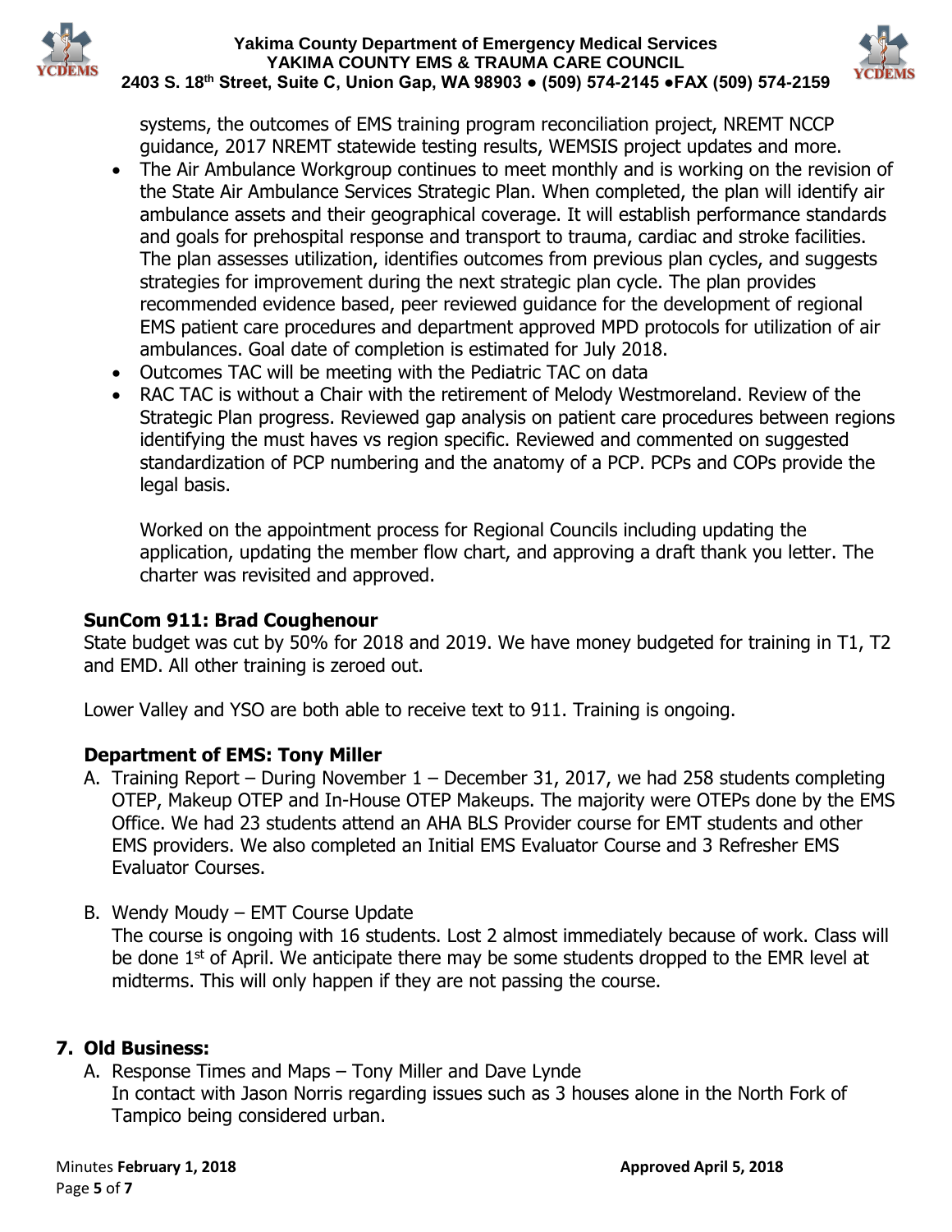systems, the outcomes of EMS training program reconciliation project, NREMT NCCP guidance, 2017 NREMT statewide testing results, WEMSIS project updates and more.

- The Air Ambulance Workgroup continues to meet monthly and is working on the revision of the State Air Ambulance Services Strategic Plan. When completed, the plan will identify air ambulance assets and their geographical coverage. It will establish performance standards and goals for prehospital response and transport to trauma, cardiac and stroke facilities. The plan assesses utilization, identifies outcomes from previous plan cycles, and suggests strategies for improvement during the next strategic plan cycle. The plan provides recommended evidence based, peer reviewed guidance for the development of regional EMS patient care procedures and department approved MPD protocols for utilization of air ambulances. Goal date of completion is estimated for July 2018.
- Outcomes TAC will be meeting with the Pediatric TAC on data
- RAC TAC is without a Chair with the retirement of Melody Westmoreland. Review of the Strategic Plan progress. Reviewed gap analysis on patient care procedures between regions identifying the must haves vs region specific. Reviewed and commented on suggested standardization of PCP numbering and the anatomy of a PCP. PCPs and COPs provide the legal basis.

  Worked on the appointment process for Regional Councils including updating the application, updating the member flow chart, and approving a draft thank you letter. The charter was revisited and approved.

**SunCom 911: Brad Coughenour**

State budget was cut by 50% for 2018 and 2019. We have money budgeted for training in T1, T2 and EMD. All other training is zeroed out.

Lower Valley and YSO are both able to receive text to 911. Training is ongoing.

**Department of EMS: Tony Miller**

A. Training Report – During November 1 – December 31, 2017, we had 258 students completing OTEP, Makeup OTEP and In-House OTEP Makeups. The majority were OTEPs done by the EMS Office. We had 23 students attend an AHA BLS Provider course for EMT students and other EMS providers. We also completed an Initial EMS Evaluator Course and 3 Refresher EMS Evaluator Courses.

B. Wendy Moudy – EMT Course Update
   The course is ongoing with 16 students. Lost 2 almost immediately because of work. Class will be done 1st of April. We anticipate there may be some students dropped to the EMR level at midterms. This will only happen if they are not passing the course.

## 7. Old Business:

A. Response Times and Maps – Tony Miller and Dave Lynde
   In contact with Jason Norris regarding issues such as 3 houses alone in the North Fork of Tampico being considered urban.

Minutes **February 1, 2018** **Approved April 5, 2018**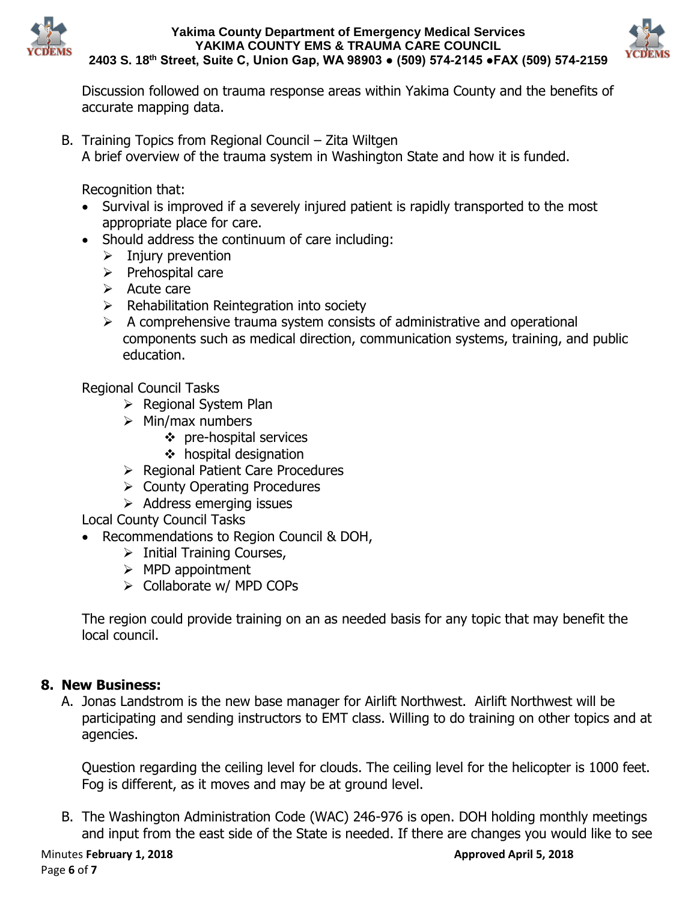Discussion followed on trauma response areas within Yakima County and the benefits of accurate mapping data.

B. Training Topics from Regional Council – Zita Wiltgen
   A brief overview of the trauma system in Washington State and how it is funded.

   Recognition that:

   - Survival is improved if a severely injured patient is rapidly transported to the most appropriate place for care.
   - Should address the continuum of care including:
     - Injury prevention
     - Prehospital care
     - Acute care
     - Rehabilitation Reintegration into society
     - A comprehensive trauma system consists of administrative and operational components such as medical direction, communication systems, training, and public education.

   Regional Council Tasks

   - Regional System Plan
   - Min/max numbers
     - pre-hospital services
     - hospital designation
   - Regional Patient Care Procedures
   - County Operating Procedures
   - Address emerging issues

   Local County Council Tasks

   - Recommendations to Region Council & DOH,
     - Initial Training Courses,
     - MPD appointment
     - Collaborate w/ MPD COPs

   The region could provide training on an as needed basis for any topic that may benefit the local council.

## 8. New Business:

A. Jonas Landstrom is the new base manager for Airlift Northwest. Airlift Northwest will be participating and sending instructors to EMT class. Willing to do training on other topics and at agencies.

   Question regarding the ceiling level for clouds. The ceiling level for the helicopter is 1000 feet. Fog is different, as it moves and may be at ground level.

B. The Washington Administration Code (WAC) 246-976 is open. DOH holding monthly meetings and input from the east side of the State is needed. If there are changes you would like to see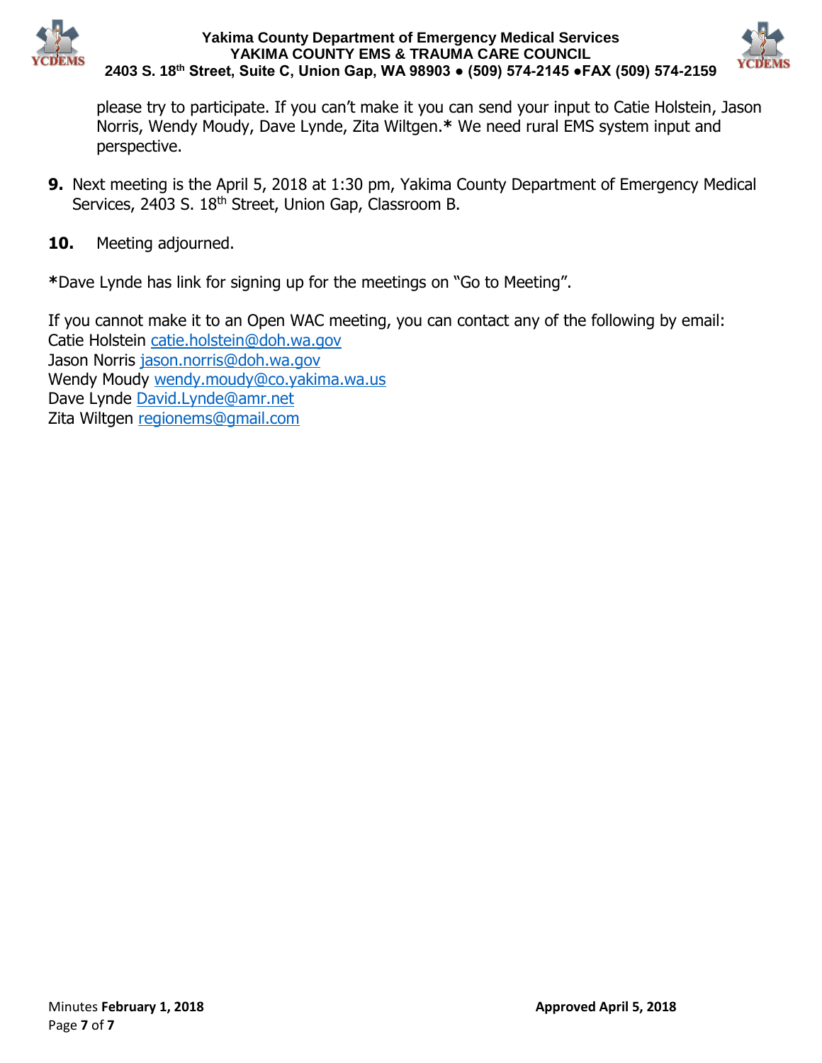please try to participate. If you can't make it you can send your input to Catie Holstein, Jason Norris, Wendy Moudy, Dave Lynde, Zita Wiltgen.* We need rural EMS system input and perspective.

9. Next meeting is the April 5, 2018 at 1:30 pm, Yakima County Department of Emergency Medical Services, 2403 S. 18th Street, Union Gap, Classroom B.

10. Meeting adjourned.

*Dave Lynde has link for signing up for the meetings on "Go to Meeting".

If you cannot make it to an Open WAC meeting, you can contact any of the following by email:
Catie Holstein catie.holstein@doh.wa.gov
Jason Norris jason.norris@doh.wa.gov
Wendy Moudy wendy.moudy@co.yakima.wa.us
Dave Lynde David.Lynde@amr.net
Zita Wiltgen regionems@gmail.com